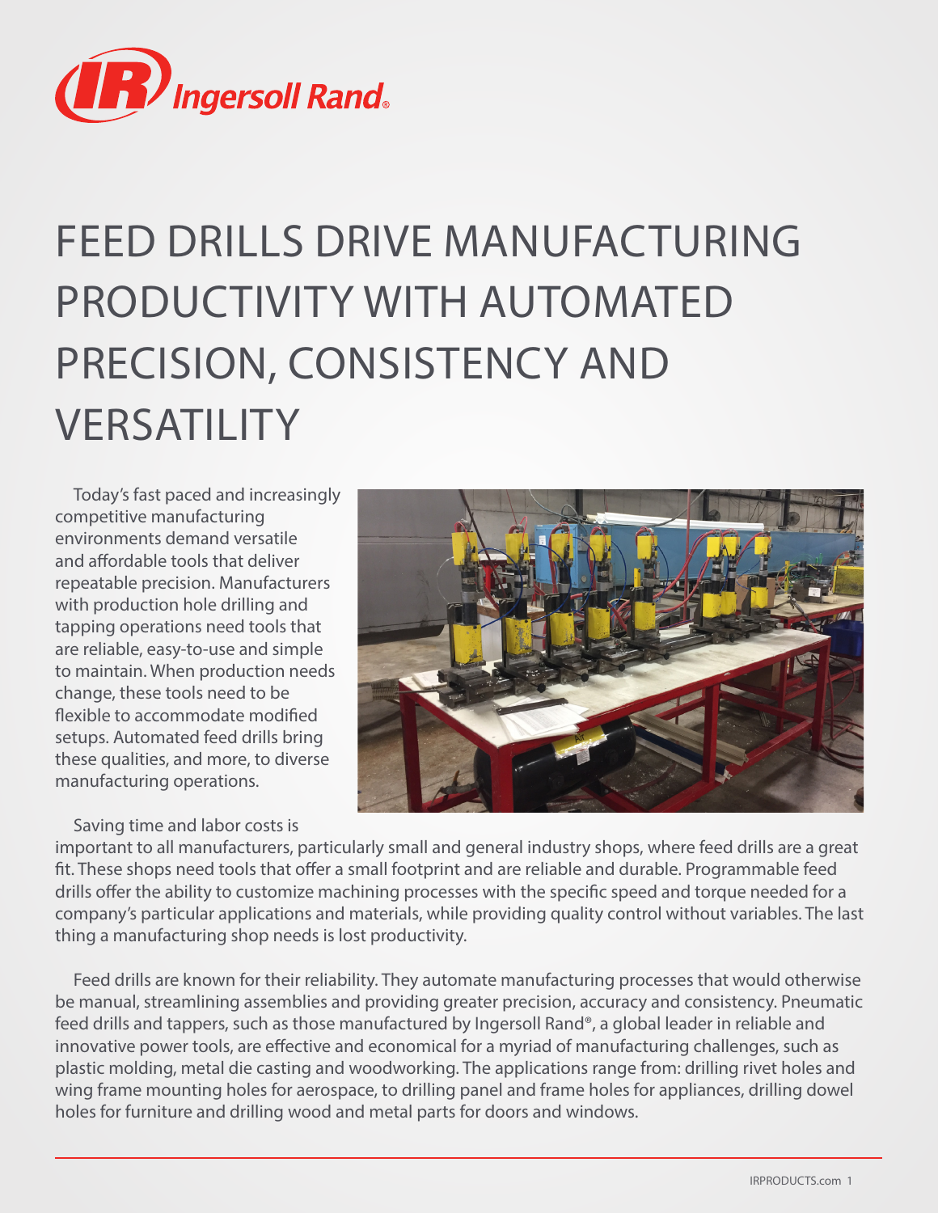# FEED DRILLS DRIVE MANUFACTURING PRODUCTIVITY WITH AUTOMATED PRECISION, CONSISTENCY AND VERSATILITY

Today's fast paced and increasingly competitive manufacturing environments demand versatile and affordable tools that deliver repeatable precision. Manufacturers with production hole drilling and tapping operations need tools that are reliable, easy-to-use and simple to maintain. When production needs change, these tools need to be flexible to accommodate modified setups. Automated feed drills bring these qualities, and more, to diverse manufacturing operations.

Saving time and labor costs is important to all manufacturers, particularly small and general industry shops, where feed drills are a great fit. These shops need tools that offer a small footprint and are reliable and durable. Programmable feed drills offer the ability to customize machining processes with the specific speed and torque needed for a company's particular applications and materials, while providing quality control without variables. The last thing a manufacturing shop needs is lost productivity.

Feed drills are known for their reliability. They automate manufacturing processes that would otherwise be manual, streamlining assemblies and providing greater precision, accuracy and consistency. Pneumatic feed drills and tappers, such as those manufactured by Ingersoll Rand®, a global leader in reliable and innovative power tools, are effective and economical for a myriad of manufacturing challenges, such as plastic molding, metal die casting and woodworking. The applications range from: drilling rivet holes and wing frame mounting holes for aerospace, to drilling panel and frame holes for appliances, drilling dowel holes for furniture and drilling wood and metal parts for doors and windows.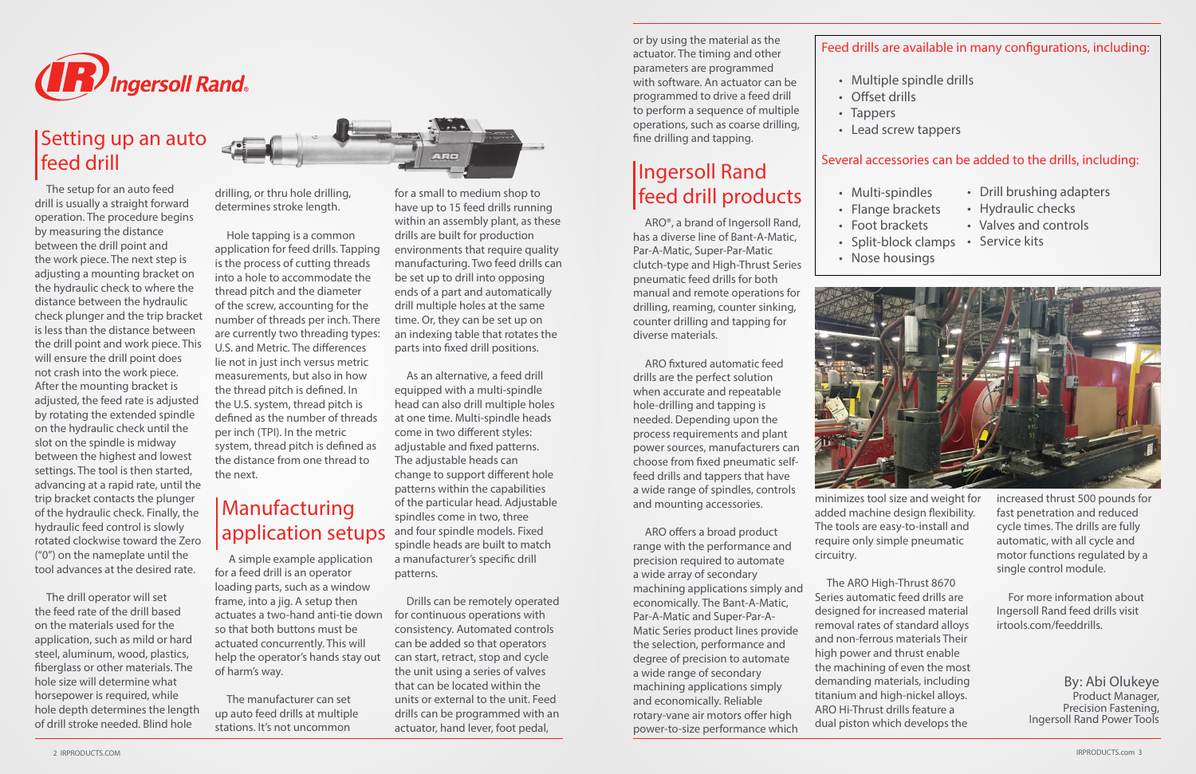# Setting up an auto feed drill

The setup for an auto feed drill is usually a straight forward operation. The procedure begins by measuring the distance between the drill point and the work piece. The next step is adjusting a mounting bracket on the hydraulic check to where the distance between the hydraulic check plunger and the trip bracket is less than the distance between the drill point and work piece. This will ensure the drill point does not crash into the work piece. After the mounting bracket is adjusted, the feed rate is adjusted by rotating the extended spindle on the hydraulic check until the slot on the spindle is midway between the highest and lowest settings. The tool is then started, advancing at a rapid rate, until the trip bracket contacts the plunger of the hydraulic check. Finally, the hydraulic feed control is slowly rotated clockwise toward the Zero ("0") on the nameplate until the tool advances at the desired rate.

The drill operator will set the feed rate of the drill based on the materials used for the application, such as mild or hard steel, aluminum, wood, plastics, fiberglass or other materials. The hole size will determine what horsepower is required, while hole depth determines the length of drill stroke needed. Blind hole drilling, or thru hole drilling, determines stroke length.

Hole tapping is a common application for feed drills. Tapping is the process of cutting threads into a hole to accommodate the thread pitch and the diameter of the screw, accounting for the number of threads per inch. There are currently two threading types: U.S. and Metric. The differences lie not in just inch versus metric measurements, but also in how the thread pitch is defined. In the U.S. system, thread pitch is defined as the number of threads per inch (TPI). In the metric system, thread pitch is defined as the distance from one thread to the next.

## Manufacturing application setups

A simple example application for a feed drill is an operator loading parts, such as a window frame, into a jig. A setup then actuates a two-hand anti-tie down so that both buttons must be actuated concurrently. This will help the operator's hands stay out of harm's way.

The manufacturer can set up auto feed drills at multiple stations. It's not uncommon for a small to medium shop to have up to 15 feed drills running within an assembly plant, as these drills are built for production environments that require quality manufacturing. Two feed drills can be set up to drill into opposing ends of a part and automatically drill multiple holes at the same time. Or, they can be set up on an indexing table that rotates the parts into fixed drill positions.

As an alternative, a feed drill equipped with a multi-spindle head can also drill multiple holes at one time. Multi-spindle heads come in two different styles: adjustable and fixed patterns. The adjustable heads can change to support different hole patterns within the capabilities of the particular head. Adjustable spindles come in two, three and four spindle models. Fixed spindle heads are built to match a manufacturer's specific drill patterns.

Drills can be remotely operated for continuous operations with consistency. Automated controls can be added so that operators can start, retract, stop and cycle the unit using a series of valves that can be located within the units or external to the unit. Feed drills can be programmed with an actuator, hand lever, foot pedal, or by using the material as the actuator. The timing and other parameters are programmed with software. An actuator can be programmed to drive a feed drill to perform a sequence of multiple operations, such as coarse drilling, fine drilling and tapping.

## Ingersoll Rand feed drill products

ARO®, a brand of Ingersoll Rand, has a diverse line of Bant-A-Matic, Par-A-Matic, Super-Par-Matic clutch-type and High-Thrust Series pneumatic feed drills for both manual and remote operations for drilling, reaming, counter sinking, counter drilling and tapping for diverse materials.

ARO fixtured automatic feed drills are the perfect solution when accurate and repeatable hole-drilling and tapping is needed. Depending upon the process requirements and plant power sources, manufacturers can choose from fixed pneumatic self-feed drills and tappers that have a wide range of spindles, controls and mounting accessories.

ARO offers a broad product range with the performance and precision required to automate a wide array of secondary machining applications simply and economically. The Bant-A-Matic, Par-A-Matic and Super-Par-A-Matic Series product lines provide the selection, performance and degree of precision to automate a wide range of secondary machining applications simply and economically. Reliable rotary-vane air motors offer high power-to-size performance which minimizes tool size and weight for added machine design flexibility. The tools are easy-to-install and require only simple pneumatic circuitry.

The ARO High-Thrust 8670 Series automatic feed drills are designed for increased material removal rates of standard alloys and non-ferrous materials Their high power and thrust enable the machining of even the most demanding materials, including titanium and high-nickel alloys. ARO Hi-Thrust drills feature a dual piston which develops the increased thrust 500 pounds for fast penetration and reduced cycle times. The drills are fully automatic, with all cycle and motor functions regulated by a single control module.

For more information about Ingersoll Rand feed drills visit irtools.com/feeddrills.

Feed drills are available in many configurations, including:

- Multiple spindle drills
- Offset drills
- Tappers
- Lead screw tappers

Several accessories can be added to the drills, including:

- Multi-spindles
- Flange brackets
- Foot brackets
- Split-block clamps
- Nose housings
- Drill brushing adapters
- Hydraulic checks
- Valves and controls
- Service kits

By: Abi Olukeye
Product Manager,
Precision Fastening,
Ingersoll Rand Power Tools